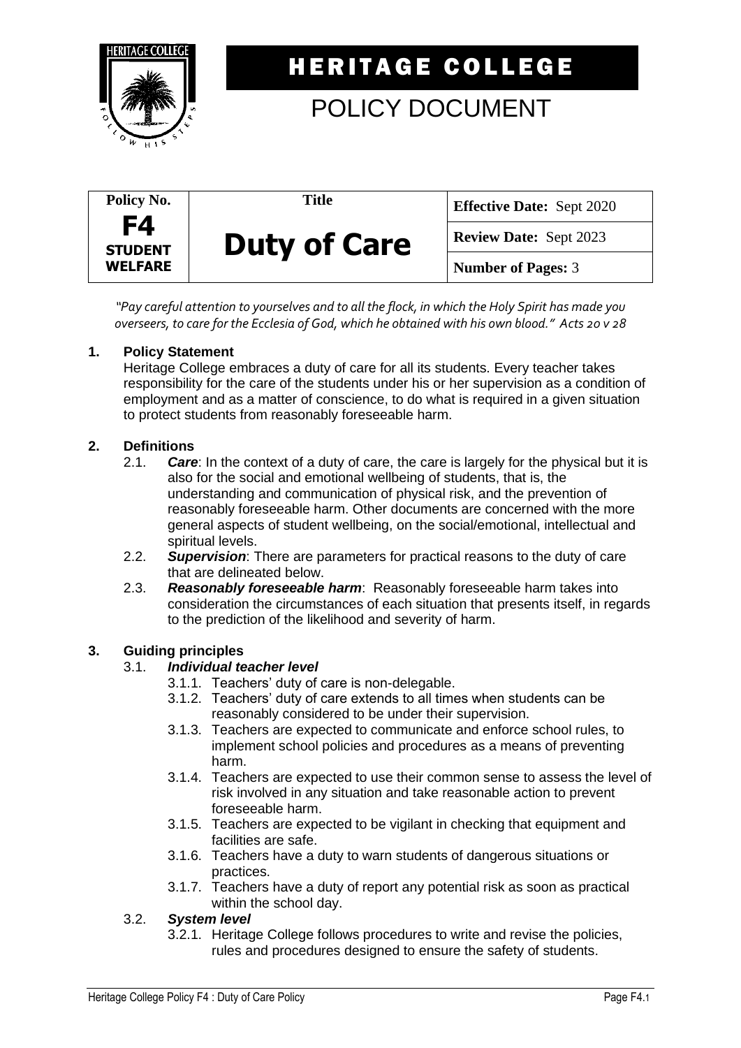# HERITAGE COLLEGE

## POLICY DOCUMENT

| Policy No. | Title | Effective Date: Sept 2020 |
|---|---|---|
| **F4** STUDENT WELFARE | **Duty of Care** | **Review Date:** Sept 2023 |
| | | **Number of Pages:** 3 |

*"Pay careful attention to yourselves and to all the flock, in which the Holy Spirit has made you overseers, to care for the Ecclesia of God, which he obtained with his own blood." Acts 20 v 28*

**1. Policy Statement**

Heritage College embraces a duty of care for all its students. Every teacher takes responsibility for the care of the students under his or her supervision as a condition of employment and as a matter of conscience, to do what is required in a given situation to protect students from reasonably foreseeable harm.

**2. Definitions**

2.1. ***Care***: In the context of a duty of care, the care is largely for the physical but it is also for the social and emotional wellbeing of students, that is, the understanding and communication of physical risk, and the prevention of reasonably foreseeable harm. Other documents are concerned with the more general aspects of student wellbeing, on the social/emotional, intellectual and spiritual levels.

2.2. ***Supervision***: There are parameters for practical reasons to the duty of care that are delineated below.

2.3. ***Reasonably foreseeable harm***: Reasonably foreseeable harm takes into consideration the circumstances of each situation that presents itself, in regards to the prediction of the likelihood and severity of harm.

**3. Guiding principles**

3.1. ***Individual teacher level***

3.1.1. Teachers' duty of care is non-delegable.

3.1.2. Teachers' duty of care extends to all times when students can be reasonably considered to be under their supervision.

3.1.3. Teachers are expected to communicate and enforce school rules, to implement school policies and procedures as a means of preventing harm.

3.1.4. Teachers are expected to use their common sense to assess the level of risk involved in any situation and take reasonable action to prevent foreseeable harm.

3.1.5. Teachers are expected to be vigilant in checking that equipment and facilities are safe.

3.1.6. Teachers have a duty to warn students of dangerous situations or practices.

3.1.7. Teachers have a duty of report any potential risk as soon as practical within the school day.

3.2. ***System level***

3.2.1. Heritage College follows procedures to write and revise the policies, rules and procedures designed to ensure the safety of students.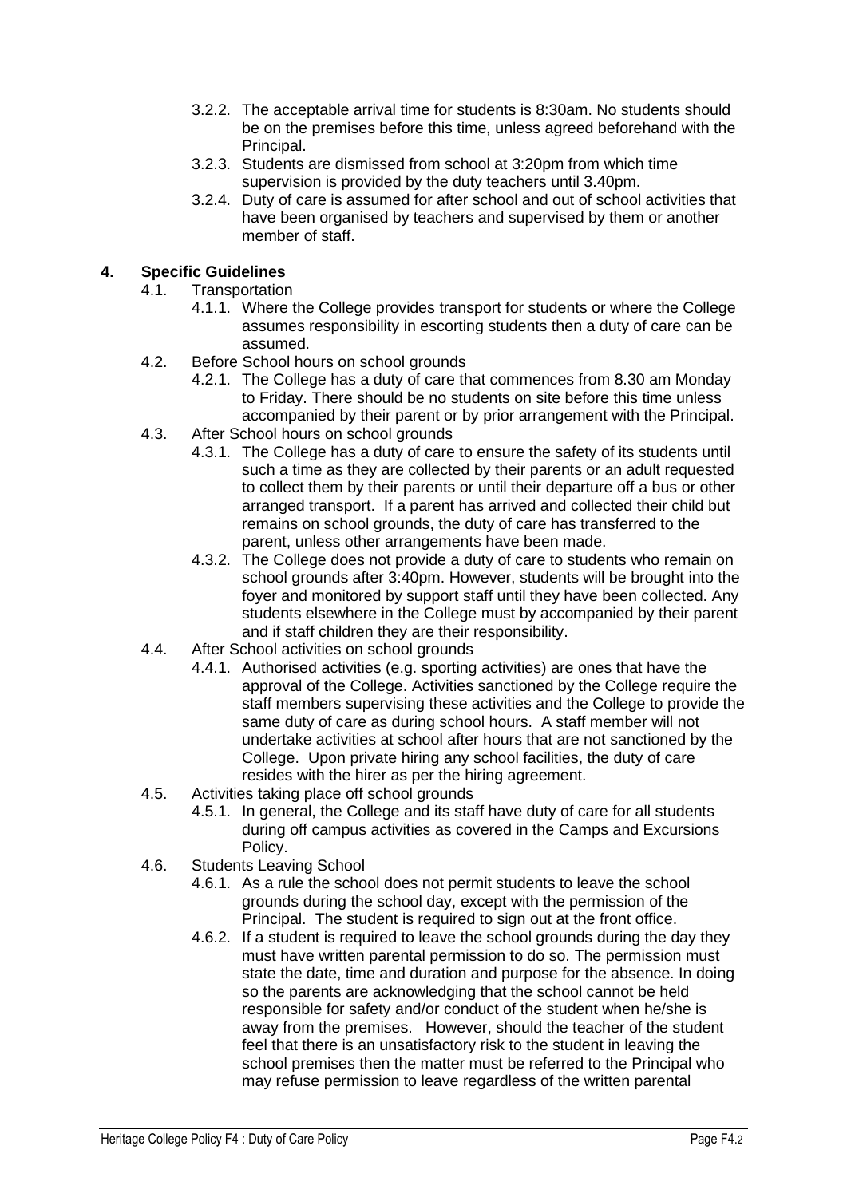3.2.2. The acceptable arrival time for students is 8:30am. No students should be on the premises before this time, unless agreed beforehand with the Principal.

3.2.3. Students are dismissed from school at 3:20pm from which time supervision is provided by the duty teachers until 3.40pm.

3.2.4. Duty of care is assumed for after school and out of school activities that have been organised by teachers and supervised by them or another member of staff.

## 4. Specific Guidelines

4.1. Transportation

4.1.1. Where the College provides transport for students or where the College assumes responsibility in escorting students then a duty of care can be assumed.

4.2. Before School hours on school grounds

4.2.1. The College has a duty of care that commences from 8.30 am Monday to Friday. There should be no students on site before this time unless accompanied by their parent or by prior arrangement with the Principal.

4.3. After School hours on school grounds

4.3.1. The College has a duty of care to ensure the safety of its students until such a time as they are collected by their parents or an adult requested to collect them by their parents or until their departure off a bus or other arranged transport. If a parent has arrived and collected their child but remains on school grounds, the duty of care has transferred to the parent, unless other arrangements have been made.

4.3.2. The College does not provide a duty of care to students who remain on school grounds after 3:40pm. However, students will be brought into the foyer and monitored by support staff until they have been collected. Any students elsewhere in the College must by accompanied by their parent and if staff children they are their responsibility.

4.4. After School activities on school grounds

4.4.1. Authorised activities (e.g. sporting activities) are ones that have the approval of the College. Activities sanctioned by the College require the staff members supervising these activities and the College to provide the same duty of care as during school hours. A staff member will not undertake activities at school after hours that are not sanctioned by the College. Upon private hiring any school facilities, the duty of care resides with the hirer as per the hiring agreement.

4.5. Activities taking place off school grounds

4.5.1. In general, the College and its staff have duty of care for all students during off campus activities as covered in the Camps and Excursions Policy.

4.6. Students Leaving School

4.6.1. As a rule the school does not permit students to leave the school grounds during the school day, except with the permission of the Principal. The student is required to sign out at the front office.

4.6.2. If a student is required to leave the school grounds during the day they must have written parental permission to do so. The permission must state the date, time and duration and purpose for the absence. In doing so the parents are acknowledging that the school cannot be held responsible for safety and/or conduct of the student when he/she is away from the premises. However, should the teacher of the student feel that there is an unsatisfactory risk to the student in leaving the school premises then the matter must be referred to the Principal who may refuse permission to leave regardless of the written parental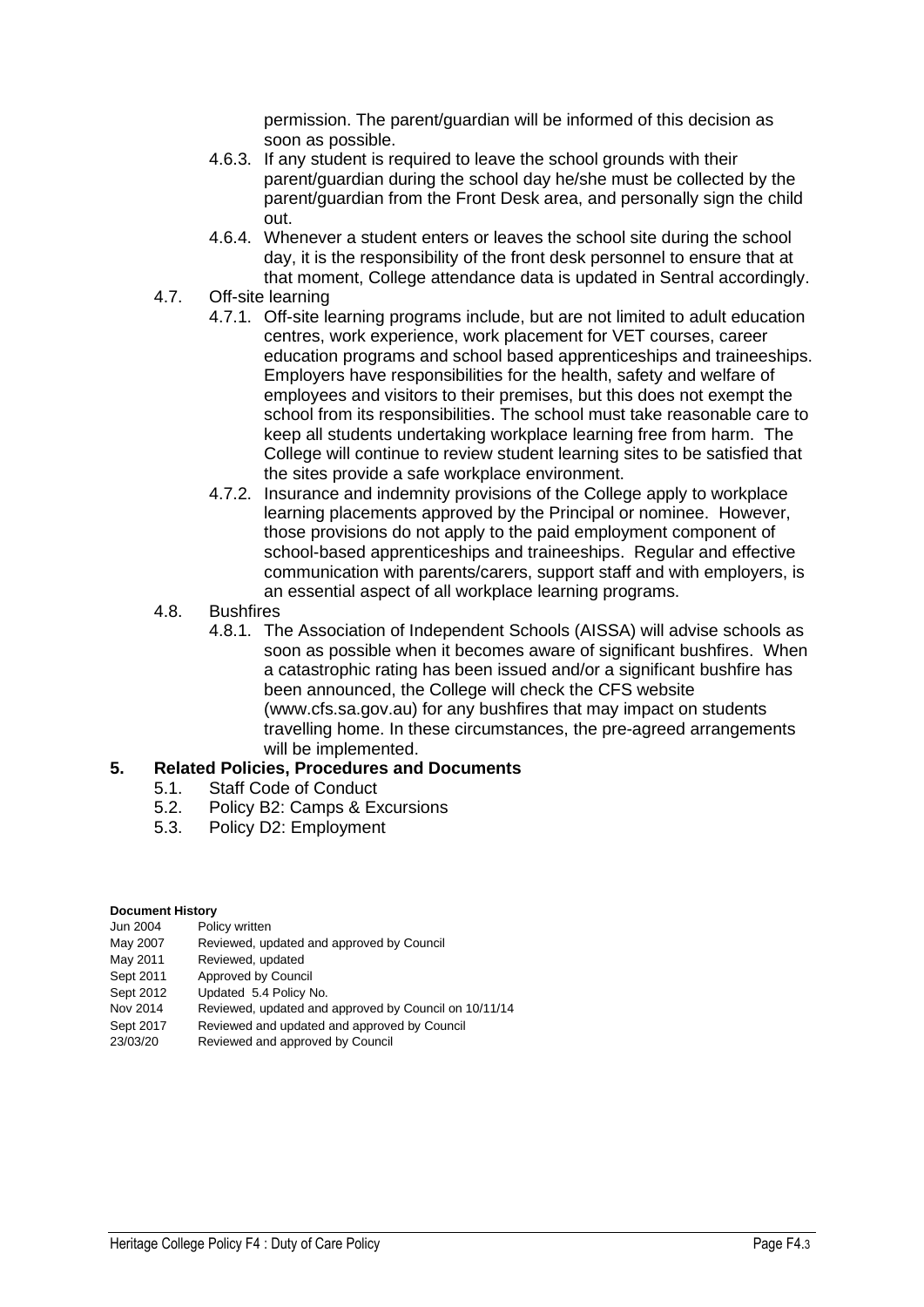permission. The parent/guardian will be informed of this decision as soon as possible.

- 4.6.3. If any student is required to leave the school grounds with their parent/guardian during the school day he/she must be collected by the parent/guardian from the Front Desk area, and personally sign the child out.
- 4.6.4. Whenever a student enters or leaves the school site during the school day, it is the responsibility of the front desk personnel to ensure that at that moment, College attendance data is updated in Sentral accordingly.

4.7. Off-site learning

- 4.7.1. Off-site learning programs include, but are not limited to adult education centres, work experience, work placement for VET courses, career education programs and school based apprenticeships and traineeships. Employers have responsibilities for the health, safety and welfare of employees and visitors to their premises, but this does not exempt the school from its responsibilities. The school must take reasonable care to keep all students undertaking workplace learning free from harm. The College will continue to review student learning sites to be satisfied that the sites provide a safe workplace environment.
- 4.7.2. Insurance and indemnity provisions of the College apply to workplace learning placements approved by the Principal or nominee. However, those provisions do not apply to the paid employment component of school-based apprenticeships and traineeships. Regular and effective communication with parents/carers, support staff and with employers, is an essential aspect of all workplace learning programs.

4.8. Bushfires

- 4.8.1. The Association of Independent Schools (AISSA) will advise schools as soon as possible when it becomes aware of significant bushfires. When a catastrophic rating has been issued and/or a significant bushfire has been announced, the College will check the CFS website (www.cfs.sa.gov.au) for any bushfires that may impact on students travelling home. In these circumstances, the pre-agreed arrangements will be implemented.

## 5. Related Policies, Procedures and Documents

- 5.1. Staff Code of Conduct
- 5.2. Policy B2: Camps & Excursions
- 5.3. Policy D2: Employment

**Document History**

| | |
|---|---|
| Jun 2004 | Policy written |
| May 2007 | Reviewed, updated and approved by Council |
| May 2011 | Reviewed, updated |
| Sept 2011 | Approved by Council |
| Sept 2012 | Updated 5.4 Policy No. |
| Nov 2014 | Reviewed, updated and approved by Council on 10/11/14 |
| Sept 2017 | Reviewed and updated and approved by Council |
| 23/03/20 | Reviewed and approved by Council |